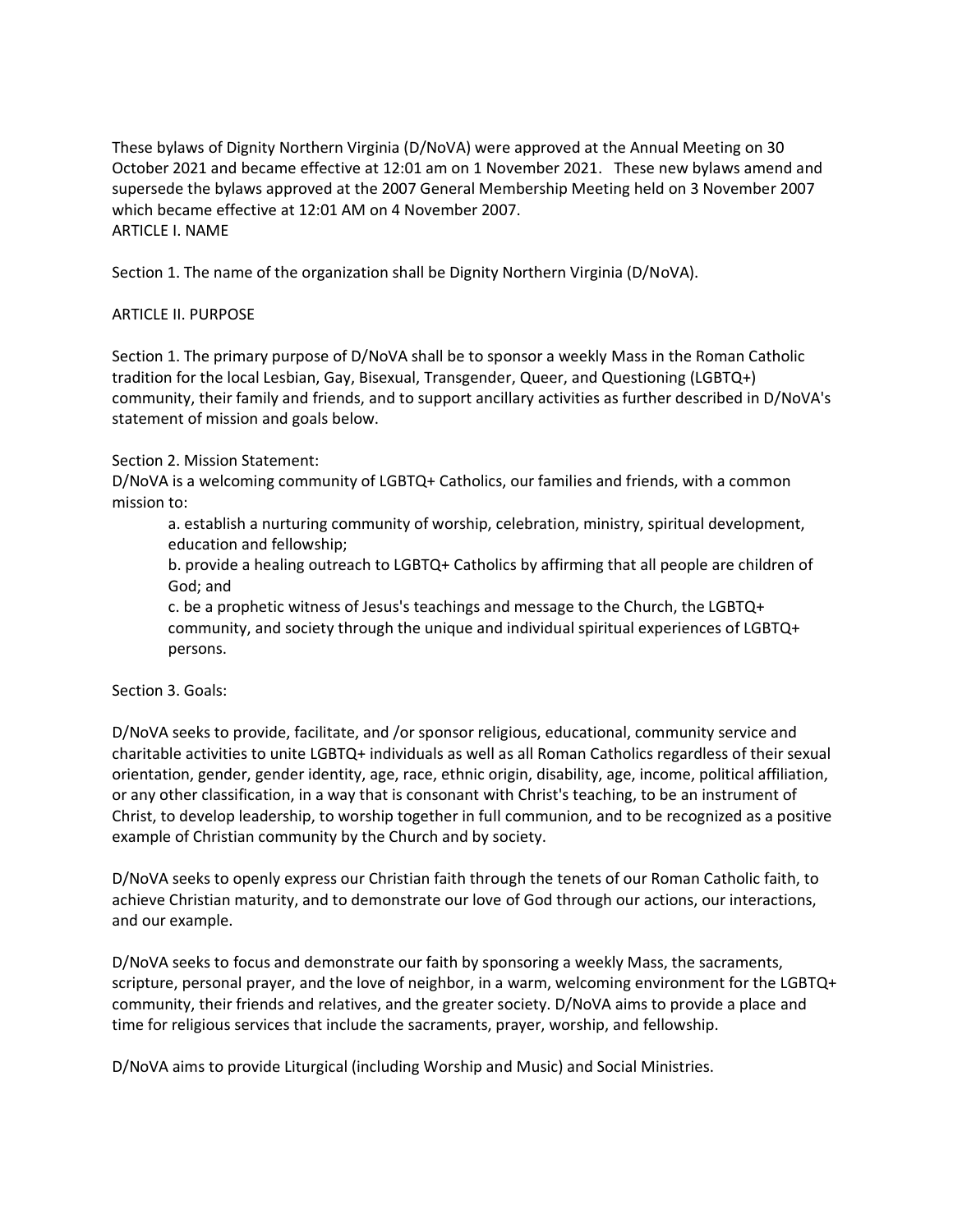These bylaws of Dignity Northern Virginia (D/NoVA) were approved at the Annual Meeting on 30 October 2021 and became effective at 12:01 am on 1 November 2021. These new bylaws amend and supersede the bylaws approved at the 2007 General Membership Meeting held on 3 November 2007 which became effective at 12:01 AM on 4 November 2007.

## ARTICLE I. NAME

Section 1. The name of the organization shall be Dignity Northern Virginia (D/NoVA).

## ARTICLE II. PURPOSE

Section 1. The primary purpose of D/NoVA shall be to sponsor a weekly Mass in the Roman Catholic tradition for the local Lesbian, Gay, Bisexual, Transgender, Queer, and Questioning (LGBTQ+) community, their family and friends, and to support ancillary activities as further described in D/NoVA's statement of mission and goals below.

Section 2. Mission Statement:

D/NoVA is a welcoming community of LGBTQ+ Catholics, our families and friends, with a common mission to:

> a. establish a nurturing community of worship, celebration, ministry, spiritual development, education and fellowship;
>
> b. provide a healing outreach to LGBTQ+ Catholics by affirming that all people are children of God; and
>
> c. be a prophetic witness of Jesus's teachings and message to the Church, the LGBTQ+ community, and society through the unique and individual spiritual experiences of LGBTQ+ persons.

Section 3. Goals:

D/NoVA seeks to provide, facilitate, and /or sponsor religious, educational, community service and charitable activities to unite LGBTQ+ individuals as well as all Roman Catholics regardless of their sexual orientation, gender, gender identity, age, race, ethnic origin, disability, age, income, political affiliation, or any other classification, in a way that is consonant with Christ's teaching, to be an instrument of Christ, to develop leadership, to worship together in full communion, and to be recognized as a positive example of Christian community by the Church and by society.

D/NoVA seeks to openly express our Christian faith through the tenets of our Roman Catholic faith, to achieve Christian maturity, and to demonstrate our love of God through our actions, our interactions, and our example.

D/NoVA seeks to focus and demonstrate our faith by sponsoring a weekly Mass, the sacraments, scripture, personal prayer, and the love of neighbor, in a warm, welcoming environment for the LGBTQ+ community, their friends and relatives, and the greater society. D/NoVA aims to provide a place and time for religious services that include the sacraments, prayer, worship, and fellowship.

D/NoVA aims to provide Liturgical (including Worship and Music) and Social Ministries.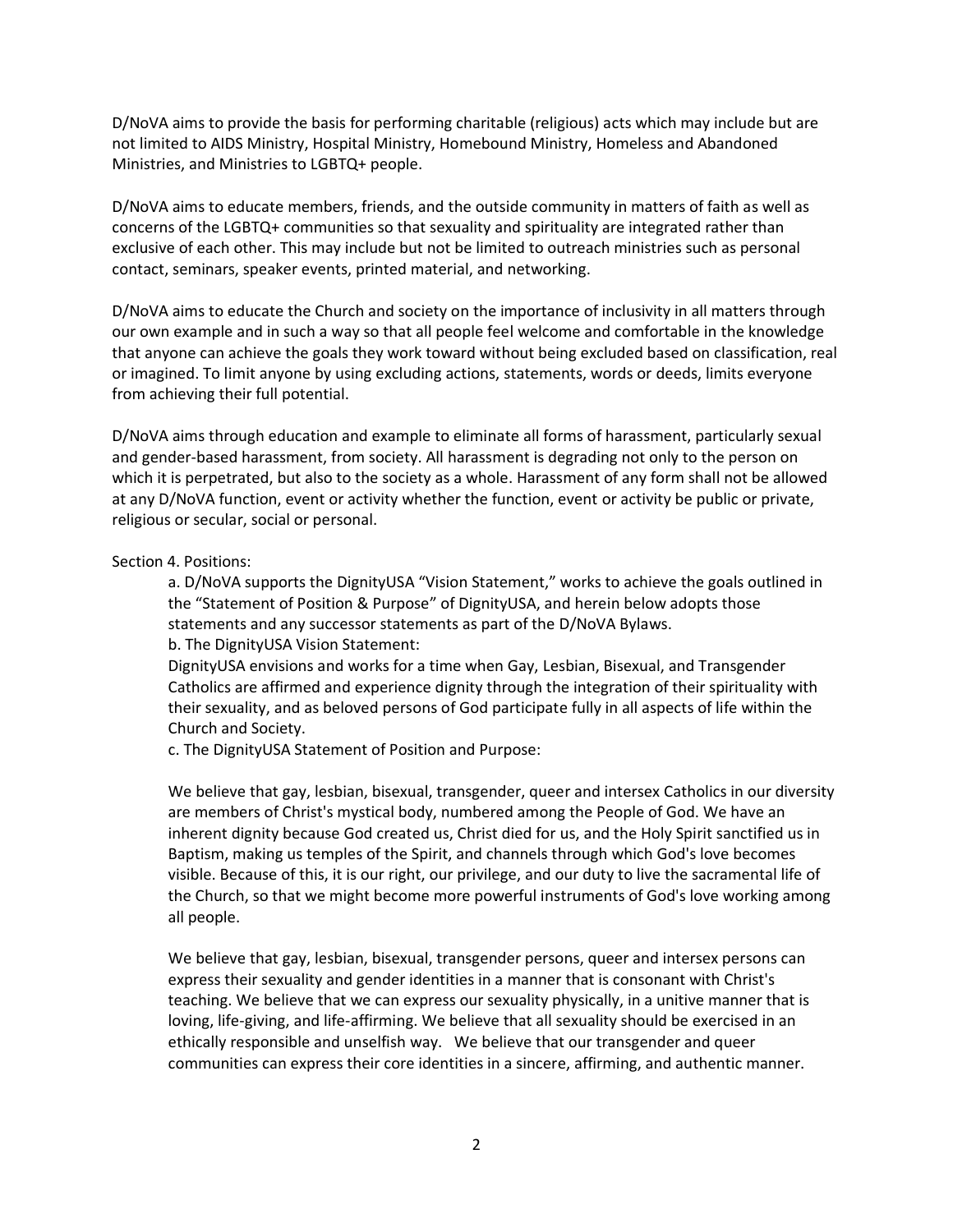D/NoVA aims to provide the basis for performing charitable (religious) acts which may include but are not limited to AIDS Ministry, Hospital Ministry, Homebound Ministry, Homeless and Abandoned Ministries, and Ministries to LGBTQ+ people.

D/NoVA aims to educate members, friends, and the outside community in matters of faith as well as concerns of the LGBTQ+ communities so that sexuality and spirituality are integrated rather than exclusive of each other. This may include but not be limited to outreach ministries such as personal contact, seminars, speaker events, printed material, and networking.

D/NoVA aims to educate the Church and society on the importance of inclusivity in all matters through our own example and in such a way so that all people feel welcome and comfortable in the knowledge that anyone can achieve the goals they work toward without being excluded based on classification, real or imagined. To limit anyone by using excluding actions, statements, words or deeds, limits everyone from achieving their full potential.

D/NoVA aims through education and example to eliminate all forms of harassment, particularly sexual and gender-based harassment, from society. All harassment is degrading not only to the person on which it is perpetrated, but also to the society as a whole. Harassment of any form shall not be allowed at any D/NoVA function, event or activity whether the function, event or activity be public or private, religious or secular, social or personal.

Section 4. Positions:

a. D/NoVA supports the DignityUSA "Vision Statement," works to achieve the goals outlined in the "Statement of Position & Purpose" of DignityUSA, and herein below adopts those statements and any successor statements as part of the D/NoVA Bylaws.

b. The DignityUSA Vision Statement:

DignityUSA envisions and works for a time when Gay, Lesbian, Bisexual, and Transgender Catholics are affirmed and experience dignity through the integration of their spirituality with their sexuality, and as beloved persons of God participate fully in all aspects of life within the Church and Society.

c. The DignityUSA Statement of Position and Purpose:

We believe that gay, lesbian, bisexual, transgender, queer and intersex Catholics in our diversity are members of Christ's mystical body, numbered among the People of God. We have an inherent dignity because God created us, Christ died for us, and the Holy Spirit sanctified us in Baptism, making us temples of the Spirit, and channels through which God's love becomes visible. Because of this, it is our right, our privilege, and our duty to live the sacramental life of the Church, so that we might become more powerful instruments of God's love working among all people.

We believe that gay, lesbian, bisexual, transgender persons, queer and intersex persons can express their sexuality and gender identities in a manner that is consonant with Christ's teaching. We believe that we can express our sexuality physically, in a unitive manner that is loving, life-giving, and life-affirming. We believe that all sexuality should be exercised in an ethically responsible and unselfish way. We believe that our transgender and queer communities can express their core identities in a sincere, affirming, and authentic manner.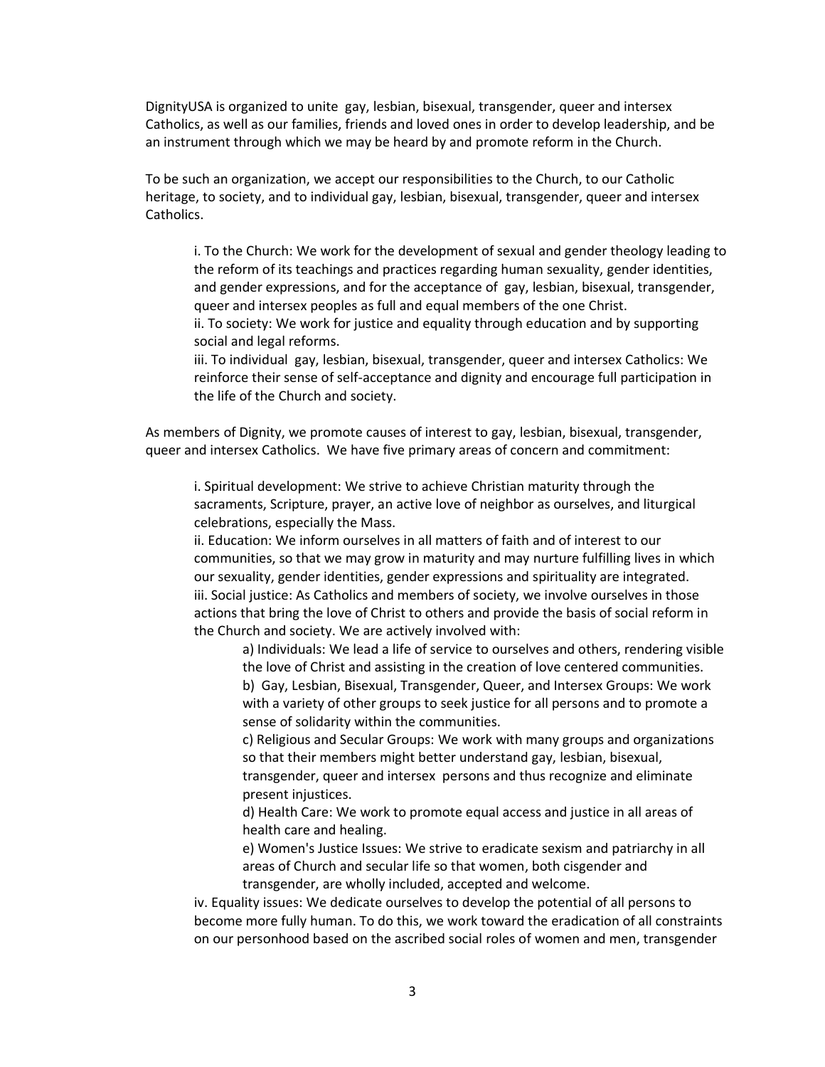DignityUSA is organized to unite gay, lesbian, bisexual, transgender, queer and intersex Catholics, as well as our families, friends and loved ones in order to develop leadership, and be an instrument through which we may be heard by and promote reform in the Church.

To be such an organization, we accept our responsibilities to the Church, to our Catholic heritage, to society, and to individual gay, lesbian, bisexual, transgender, queer and intersex Catholics.

> i. To the Church: We work for the development of sexual and gender theology leading to the reform of its teachings and practices regarding human sexuality, gender identities, and gender expressions, and for the acceptance of gay, lesbian, bisexual, transgender, queer and intersex peoples as full and equal members of the one Christ.
> ii. To society: We work for justice and equality through education and by supporting social and legal reforms.
> iii. To individual gay, lesbian, bisexual, transgender, queer and intersex Catholics: We reinforce their sense of self-acceptance and dignity and encourage full participation in the life of the Church and society.

As members of Dignity, we promote causes of interest to gay, lesbian, bisexual, transgender, queer and intersex Catholics. We have five primary areas of concern and commitment:

> i. Spiritual development: We strive to achieve Christian maturity through the sacraments, Scripture, prayer, an active love of neighbor as ourselves, and liturgical celebrations, especially the Mass.
> ii. Education: We inform ourselves in all matters of faith and of interest to our communities, so that we may grow in maturity and may nurture fulfilling lives in which our sexuality, gender identities, gender expressions and spirituality are integrated.
> iii. Social justice: As Catholics and members of society, we involve ourselves in those actions that bring the love of Christ to others and provide the basis of social reform in the Church and society. We are actively involved with:
>
> > a) Individuals: We lead a life of service to ourselves and others, rendering visible the love of Christ and assisting in the creation of love centered communities.
> > b) Gay, Lesbian, Bisexual, Transgender, Queer, and Intersex Groups: We work with a variety of other groups to seek justice for all persons and to promote a sense of solidarity within the communities.
> > c) Religious and Secular Groups: We work with many groups and organizations so that their members might better understand gay, lesbian, bisexual, transgender, queer and intersex persons and thus recognize and eliminate present injustices.
> > d) Health Care: We work to promote equal access and justice in all areas of health care and healing.
> > e) Women's Justice Issues: We strive to eradicate sexism and patriarchy in all areas of Church and secular life so that women, both cisgender and transgender, are wholly included, accepted and welcome.
>
> iv. Equality issues: We dedicate ourselves to develop the potential of all persons to become more fully human. To do this, we work toward the eradication of all constraints on our personhood based on the ascribed social roles of women and men, transgender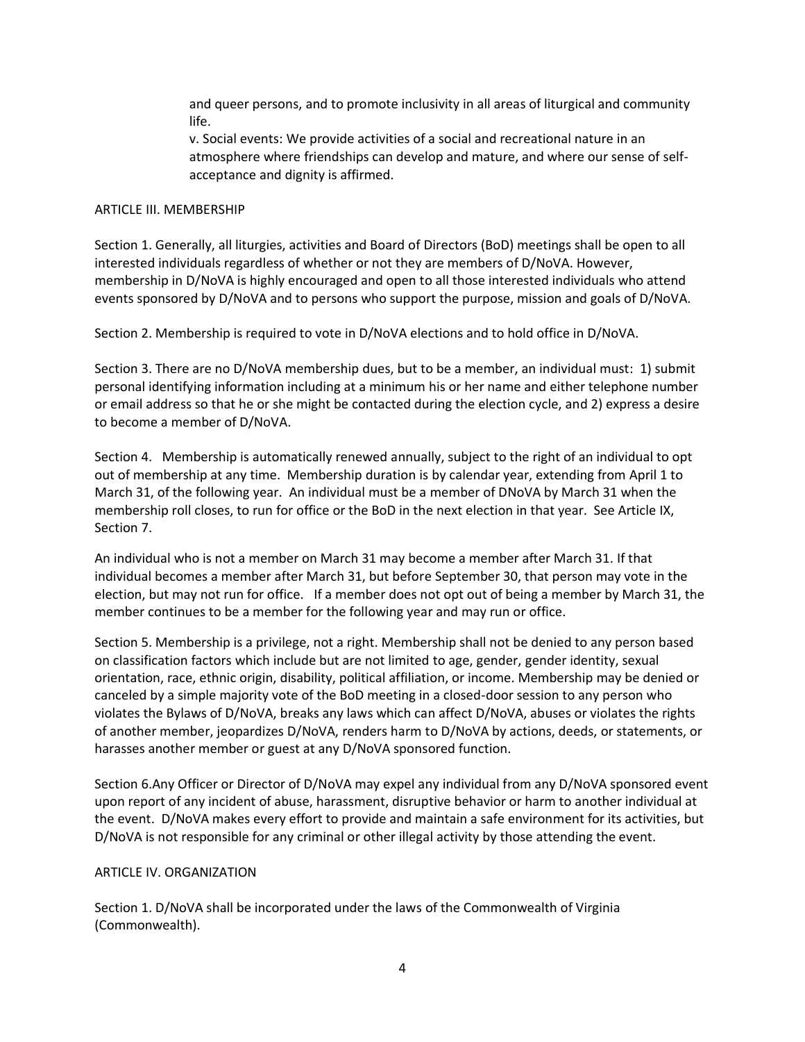and queer persons, and to promote inclusivity in all areas of liturgical and community life.

v. Social events: We provide activities of a social and recreational nature in an atmosphere where friendships can develop and mature, and where our sense of self-acceptance and dignity is affirmed.

## ARTICLE III. MEMBERSHIP

Section 1. Generally, all liturgies, activities and Board of Directors (BoD) meetings shall be open to all interested individuals regardless of whether or not they are members of D/NoVA. However, membership in D/NoVA is highly encouraged and open to all those interested individuals who attend events sponsored by D/NoVA and to persons who support the purpose, mission and goals of D/NoVA.

Section 2. Membership is required to vote in D/NoVA elections and to hold office in D/NoVA.

Section 3. There are no D/NoVA membership dues, but to be a member, an individual must: 1) submit personal identifying information including at a minimum his or her name and either telephone number or email address so that he or she might be contacted during the election cycle, and 2) express a desire to become a member of D/NoVA.

Section 4. Membership is automatically renewed annually, subject to the right of an individual to opt out of membership at any time. Membership duration is by calendar year, extending from April 1 to March 31, of the following year. An individual must be a member of DNoVA by March 31 when the membership roll closes, to run for office or the BoD in the next election in that year. See Article IX, Section 7.

An individual who is not a member on March 31 may become a member after March 31. If that individual becomes a member after March 31, but before September 30, that person may vote in the election, but may not run for office. If a member does not opt out of being a member by March 31, the member continues to be a member for the following year and may run or office.

Section 5. Membership is a privilege, not a right. Membership shall not be denied to any person based on classification factors which include but are not limited to age, gender, gender identity, sexual orientation, race, ethnic origin, disability, political affiliation, or income. Membership may be denied or canceled by a simple majority vote of the BoD meeting in a closed-door session to any person who violates the Bylaws of D/NoVA, breaks any laws which can affect D/NoVA, abuses or violates the rights of another member, jeopardizes D/NoVA, renders harm to D/NoVA by actions, deeds, or statements, or harasses another member or guest at any D/NoVA sponsored function.

Section 6.Any Officer or Director of D/NoVA may expel any individual from any D/NoVA sponsored event upon report of any incident of abuse, harassment, disruptive behavior or harm to another individual at the event. D/NoVA makes every effort to provide and maintain a safe environment for its activities, but D/NoVA is not responsible for any criminal or other illegal activity by those attending the event.

## ARTICLE IV. ORGANIZATION

Section 1. D/NoVA shall be incorporated under the laws of the Commonwealth of Virginia (Commonwealth).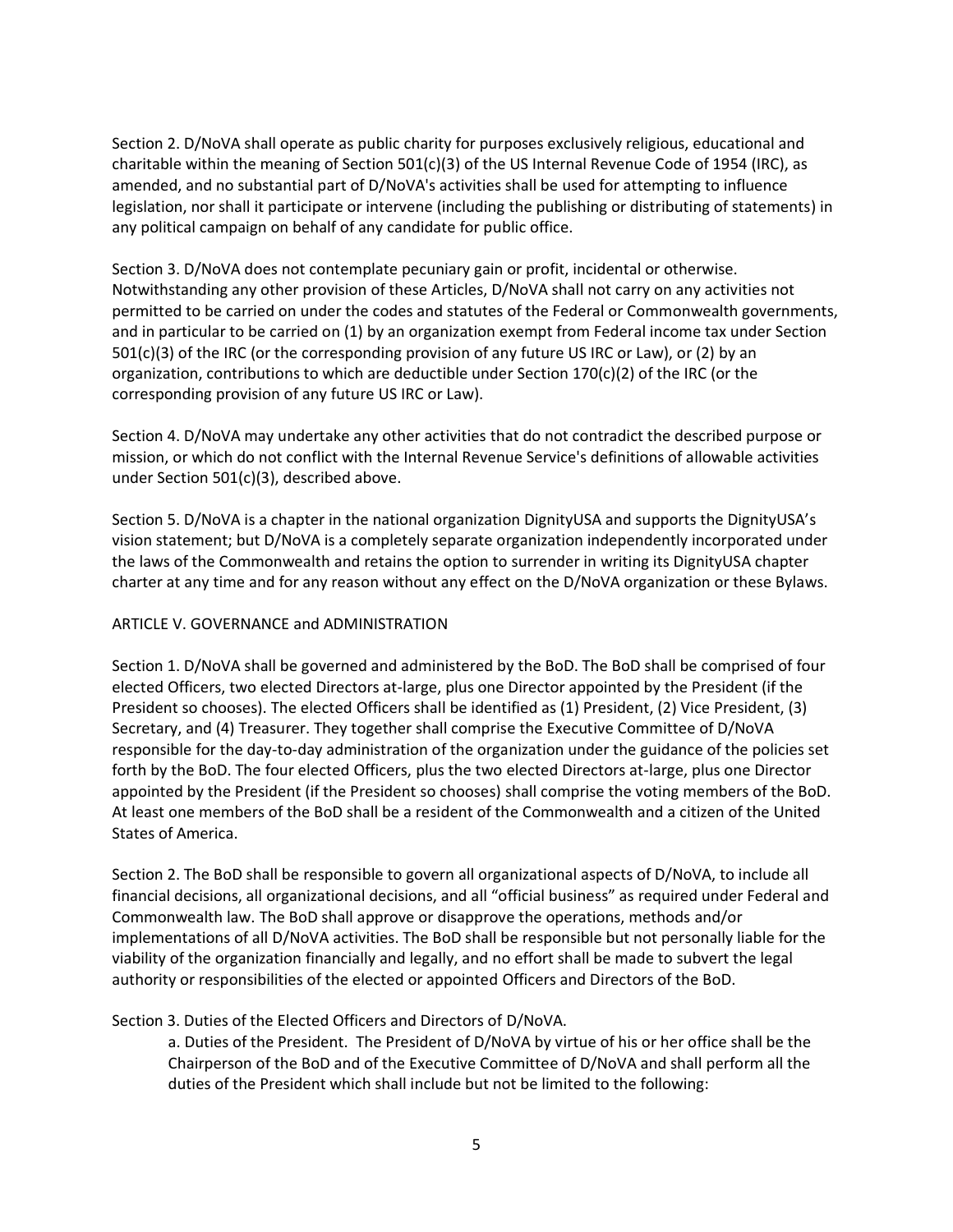Section 2. D/NoVA shall operate as public charity for purposes exclusively religious, educational and charitable within the meaning of Section 501(c)(3) of the US Internal Revenue Code of 1954 (IRC), as amended, and no substantial part of D/NoVA's activities shall be used for attempting to influence legislation, nor shall it participate or intervene (including the publishing or distributing of statements) in any political campaign on behalf of any candidate for public office.

Section 3. D/NoVA does not contemplate pecuniary gain or profit, incidental or otherwise. Notwithstanding any other provision of these Articles, D/NoVA shall not carry on any activities not permitted to be carried on under the codes and statutes of the Federal or Commonwealth governments, and in particular to be carried on (1) by an organization exempt from Federal income tax under Section 501(c)(3) of the IRC (or the corresponding provision of any future US IRC or Law), or (2) by an organization, contributions to which are deductible under Section 170(c)(2) of the IRC (or the corresponding provision of any future US IRC or Law).

Section 4. D/NoVA may undertake any other activities that do not contradict the described purpose or mission, or which do not conflict with the Internal Revenue Service's definitions of allowable activities under Section 501(c)(3), described above.

Section 5. D/NoVA is a chapter in the national organization DignityUSA and supports the DignityUSA's vision statement; but D/NoVA is a completely separate organization independently incorporated under the laws of the Commonwealth and retains the option to surrender in writing its DignityUSA chapter charter at any time and for any reason without any effect on the D/NoVA organization or these Bylaws.

## ARTICLE V. GOVERNANCE and ADMINISTRATION

Section 1. D/NoVA shall be governed and administered by the BoD. The BoD shall be comprised of four elected Officers, two elected Directors at-large, plus one Director appointed by the President (if the President so chooses). The elected Officers shall be identified as (1) President, (2) Vice President, (3) Secretary, and (4) Treasurer. They together shall comprise the Executive Committee of D/NoVA responsible for the day-to-day administration of the organization under the guidance of the policies set forth by the BoD. The four elected Officers, plus the two elected Directors at-large, plus one Director appointed by the President (if the President so chooses) shall comprise the voting members of the BoD. At least one members of the BoD shall be a resident of the Commonwealth and a citizen of the United States of America.

Section 2. The BoD shall be responsible to govern all organizational aspects of D/NoVA, to include all financial decisions, all organizational decisions, and all "official business" as required under Federal and Commonwealth law. The BoD shall approve or disapprove the operations, methods and/or implementations of all D/NoVA activities. The BoD shall be responsible but not personally liable for the viability of the organization financially and legally, and no effort shall be made to subvert the legal authority or responsibilities of the elected or appointed Officers and Directors of the BoD.

Section 3. Duties of the Elected Officers and Directors of D/NoVA.

a. Duties of the President. The President of D/NoVA by virtue of his or her office shall be the Chairperson of the BoD and of the Executive Committee of D/NoVA and shall perform all the duties of the President which shall include but not be limited to the following: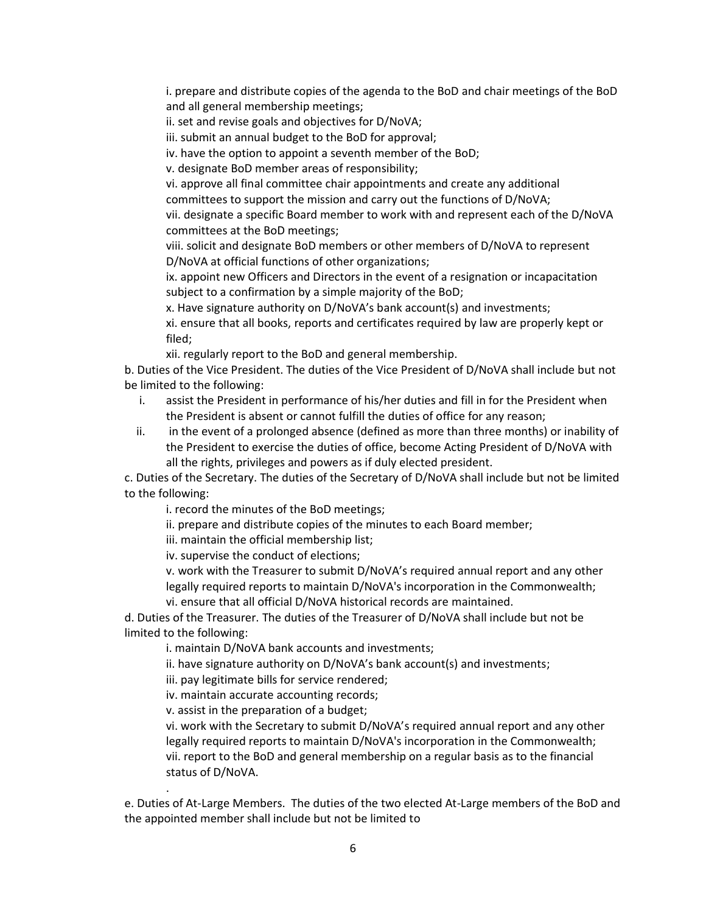i. prepare and distribute copies of the agenda to the BoD and chair meetings of the BoD and all general membership meetings;

ii. set and revise goals and objectives for D/NoVA;

iii. submit an annual budget to the BoD for approval;

iv. have the option to appoint a seventh member of the BoD;

v. designate BoD member areas of responsibility;

vi. approve all final committee chair appointments and create any additional committees to support the mission and carry out the functions of D/NoVA;

vii. designate a specific Board member to work with and represent each of the D/NoVA committees at the BoD meetings;

viii. solicit and designate BoD members or other members of D/NoVA to represent D/NoVA at official functions of other organizations;

ix. appoint new Officers and Directors in the event of a resignation or incapacitation subject to a confirmation by a simple majority of the BoD;

x. Have signature authority on D/NoVA's bank account(s) and investments;

xi. ensure that all books, reports and certificates required by law are properly kept or filed;

xii. regularly report to the BoD and general membership.

b. Duties of the Vice President. The duties of the Vice President of D/NoVA shall include but not be limited to the following:

i. assist the President in performance of his/her duties and fill in for the President when the President is absent or cannot fulfill the duties of office for any reason;

ii. in the event of a prolonged absence (defined as more than three months) or inability of the President to exercise the duties of office, become Acting President of D/NoVA with all the rights, privileges and powers as if duly elected president.

c. Duties of the Secretary. The duties of the Secretary of D/NoVA shall include but not be limited to the following:

i. record the minutes of the BoD meetings;

ii. prepare and distribute copies of the minutes to each Board member;

iii. maintain the official membership list;

iv. supervise the conduct of elections;

v. work with the Treasurer to submit D/NoVA's required annual report and any other legally required reports to maintain D/NoVA's incorporation in the Commonwealth;

vi. ensure that all official D/NoVA historical records are maintained.

d. Duties of the Treasurer. The duties of the Treasurer of D/NoVA shall include but not be limited to the following:

i. maintain D/NoVA bank accounts and investments;

ii. have signature authority on D/NoVA's bank account(s) and investments;

iii. pay legitimate bills for service rendered;

iv. maintain accurate accounting records;

v. assist in the preparation of a budget;

vi. work with the Secretary to submit D/NoVA's required annual report and any other legally required reports to maintain D/NoVA's incorporation in the Commonwealth;

vii. report to the BoD and general membership on a regular basis as to the financial status of D/NoVA.

e. Duties of At-Large Members. The duties of the two elected At-Large members of the BoD and the appointed member shall include but not be limited to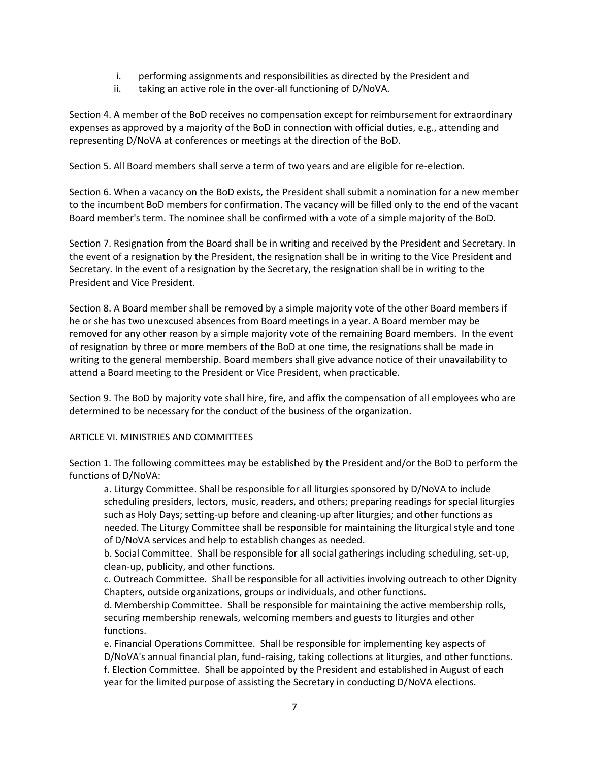i. performing assignments and responsibilities as directed by the President and
ii. taking an active role in the over-all functioning of D/NoVA.

Section 4. A member of the BoD receives no compensation except for reimbursement for extraordinary expenses as approved by a majority of the BoD in connection with official duties, e.g., attending and representing D/NoVA at conferences or meetings at the direction of the BoD.

Section 5. All Board members shall serve a term of two years and are eligible for re-election.

Section 6. When a vacancy on the BoD exists, the President shall submit a nomination for a new member to the incumbent BoD members for confirmation. The vacancy will be filled only to the end of the vacant Board member's term. The nominee shall be confirmed with a vote of a simple majority of the BoD.

Section 7. Resignation from the Board shall be in writing and received by the President and Secretary. In the event of a resignation by the President, the resignation shall be in writing to the Vice President and Secretary. In the event of a resignation by the Secretary, the resignation shall be in writing to the President and Vice President.

Section 8. A Board member shall be removed by a simple majority vote of the other Board members if he or she has two unexcused absences from Board meetings in a year. A Board member may be removed for any other reason by a simple majority vote of the remaining Board members. In the event of resignation by three or more members of the BoD at one time, the resignations shall be made in writing to the general membership. Board members shall give advance notice of their unavailability to attend a Board meeting to the President or Vice President, when practicable.

Section 9. The BoD by majority vote shall hire, fire, and affix the compensation of all employees who are determined to be necessary for the conduct of the business of the organization.

## ARTICLE VI. MINISTRIES AND COMMITTEES

Section 1. The following committees may be established by the President and/or the BoD to perform the functions of D/NoVA:

a. Liturgy Committee. Shall be responsible for all liturgies sponsored by D/NoVA to include scheduling presiders, lectors, music, readers, and others; preparing readings for special liturgies such as Holy Days; setting-up before and cleaning-up after liturgies; and other functions as needed. The Liturgy Committee shall be responsible for maintaining the liturgical style and tone of D/NoVA services and help to establish changes as needed.

b. Social Committee. Shall be responsible for all social gatherings including scheduling, set-up, clean-up, publicity, and other functions.

c. Outreach Committee. Shall be responsible for all activities involving outreach to other Dignity Chapters, outside organizations, groups or individuals, and other functions.

d. Membership Committee. Shall be responsible for maintaining the active membership rolls, securing membership renewals, welcoming members and guests to liturgies and other functions.

e. Financial Operations Committee. Shall be responsible for implementing key aspects of D/NoVA's annual financial plan, fund-raising, taking collections at liturgies, and other functions.

f. Election Committee. Shall be appointed by the President and established in August of each year for the limited purpose of assisting the Secretary in conducting D/NoVA elections.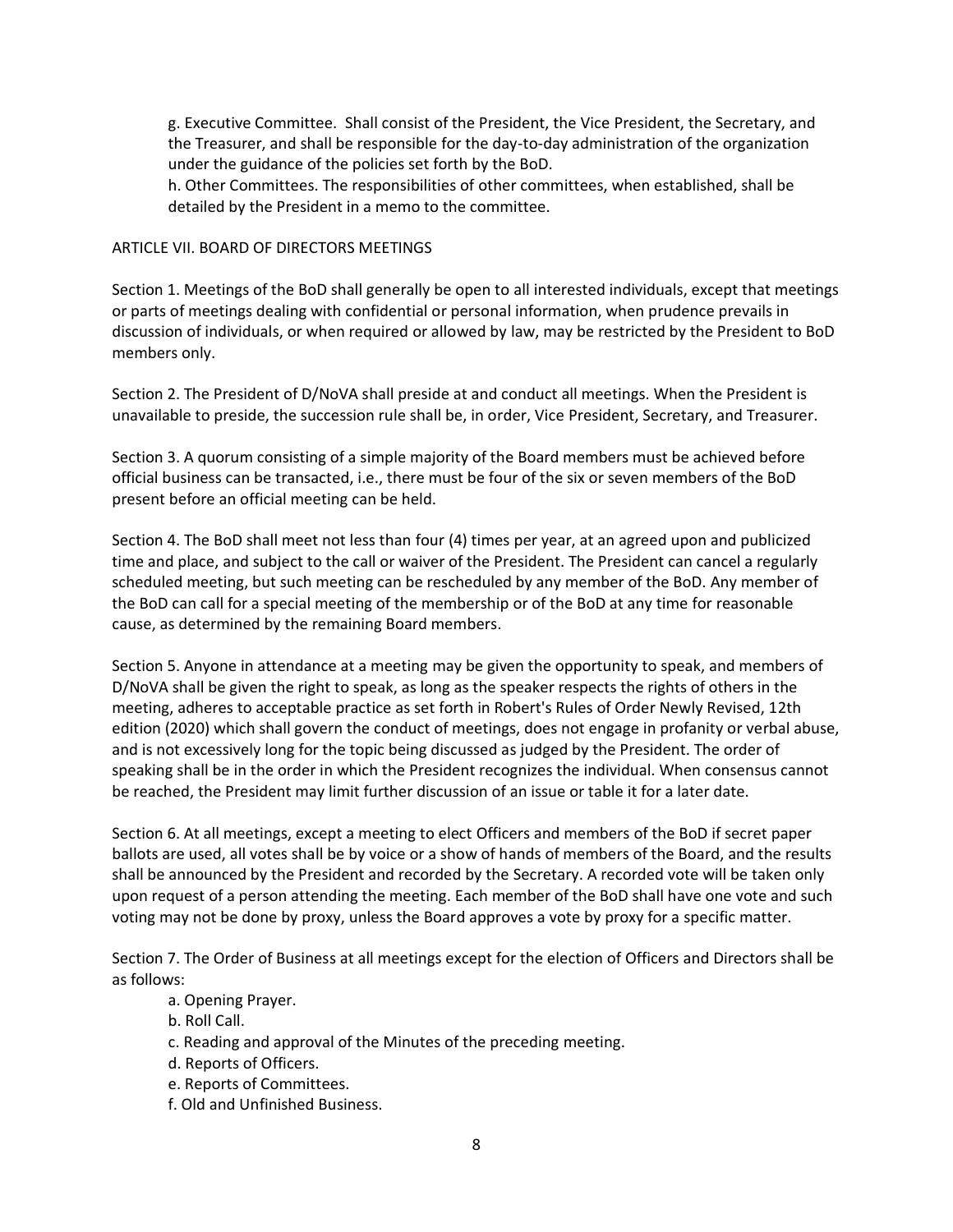g. Executive Committee. Shall consist of the President, the Vice President, the Secretary, and the Treasurer, and shall be responsible for the day-to-day administration of the organization under the guidance of the policies set forth by the BoD.

h. Other Committees. The responsibilities of other committees, when established, shall be detailed by the President in a memo to the committee.

## ARTICLE VII. BOARD OF DIRECTORS MEETINGS

Section 1. Meetings of the BoD shall generally be open to all interested individuals, except that meetings or parts of meetings dealing with confidential or personal information, when prudence prevails in discussion of individuals, or when required or allowed by law, may be restricted by the President to BoD members only.

Section 2. The President of D/NoVA shall preside at and conduct all meetings. When the President is unavailable to preside, the succession rule shall be, in order, Vice President, Secretary, and Treasurer.

Section 3. A quorum consisting of a simple majority of the Board members must be achieved before official business can be transacted, i.e., there must be four of the six or seven members of the BoD present before an official meeting can be held.

Section 4. The BoD shall meet not less than four (4) times per year, at an agreed upon and publicized time and place, and subject to the call or waiver of the President. The President can cancel a regularly scheduled meeting, but such meeting can be rescheduled by any member of the BoD. Any member of the BoD can call for a special meeting of the membership or of the BoD at any time for reasonable cause, as determined by the remaining Board members.

Section 5. Anyone in attendance at a meeting may be given the opportunity to speak, and members of D/NoVA shall be given the right to speak, as long as the speaker respects the rights of others in the meeting, adheres to acceptable practice as set forth in Robert's Rules of Order Newly Revised, 12th edition (2020) which shall govern the conduct of meetings, does not engage in profanity or verbal abuse, and is not excessively long for the topic being discussed as judged by the President. The order of speaking shall be in the order in which the President recognizes the individual. When consensus cannot be reached, the President may limit further discussion of an issue or table it for a later date.

Section 6. At all meetings, except a meeting to elect Officers and members of the BoD if secret paper ballots are used, all votes shall be by voice or a show of hands of members of the Board, and the results shall be announced by the President and recorded by the Secretary. A recorded vote will be taken only upon request of a person attending the meeting. Each member of the BoD shall have one vote and such voting may not be done by proxy, unless the Board approves a vote by proxy for a specific matter.

Section 7. The Order of Business at all meetings except for the election of Officers and Directors shall be as follows:

a. Opening Prayer.
b. Roll Call.
c. Reading and approval of the Minutes of the preceding meeting.
d. Reports of Officers.
e. Reports of Committees.
f. Old and Unfinished Business.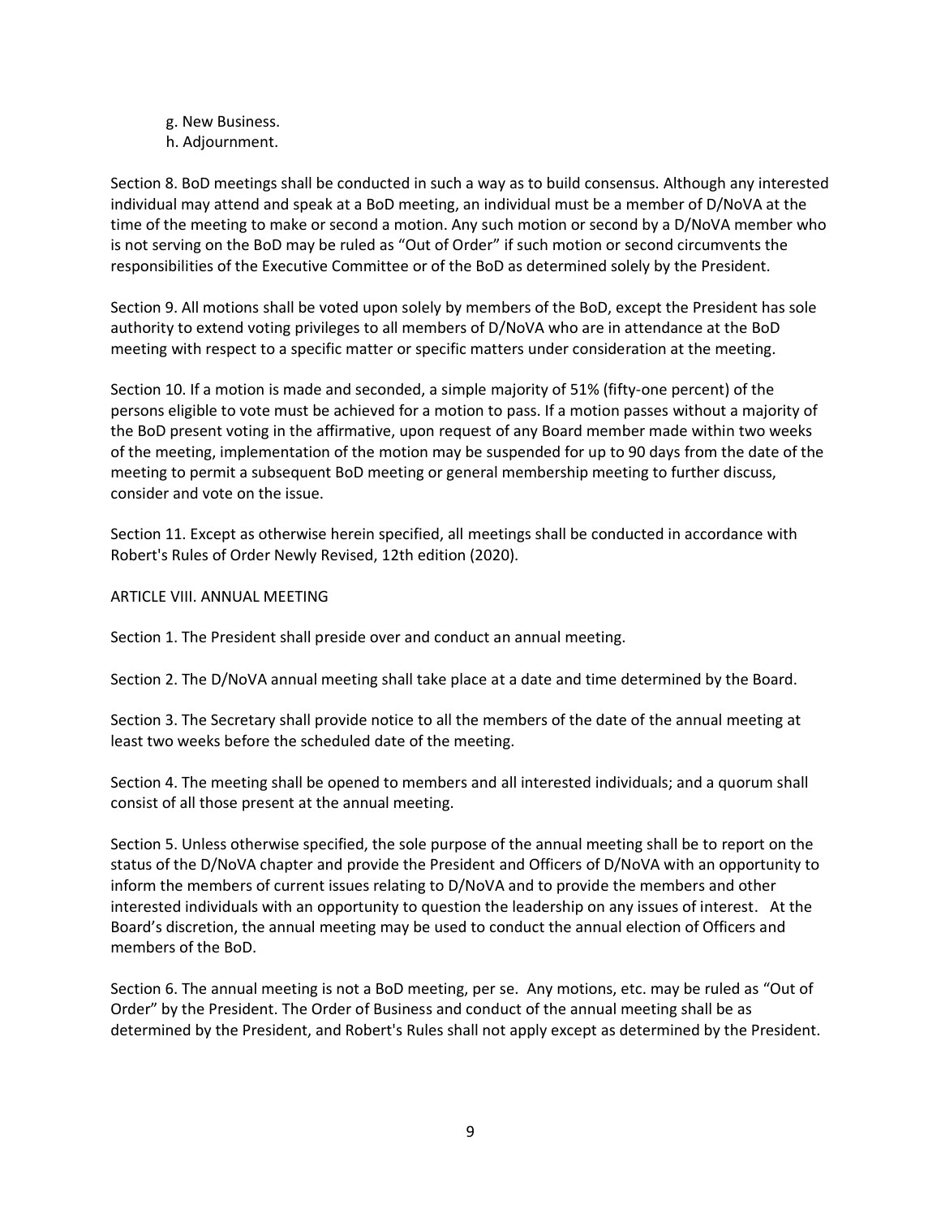g. New Business.
h. Adjournment.

Section 8. BoD meetings shall be conducted in such a way as to build consensus. Although any interested individual may attend and speak at a BoD meeting, an individual must be a member of D/NoVA at the time of the meeting to make or second a motion. Any such motion or second by a D/NoVA member who is not serving on the BoD may be ruled as "Out of Order" if such motion or second circumvents the responsibilities of the Executive Committee or of the BoD as determined solely by the President.

Section 9. All motions shall be voted upon solely by members of the BoD, except the President has sole authority to extend voting privileges to all members of D/NoVA who are in attendance at the BoD meeting with respect to a specific matter or specific matters under consideration at the meeting.

Section 10. If a motion is made and seconded, a simple majority of 51% (fifty-one percent) of the persons eligible to vote must be achieved for a motion to pass. If a motion passes without a majority of the BoD present voting in the affirmative, upon request of any Board member made within two weeks of the meeting, implementation of the motion may be suspended for up to 90 days from the date of the meeting to permit a subsequent BoD meeting or general membership meeting to further discuss, consider and vote on the issue.

Section 11. Except as otherwise herein specified, all meetings shall be conducted in accordance with Robert's Rules of Order Newly Revised, 12th edition (2020).

## ARTICLE VIII. ANNUAL MEETING

Section 1. The President shall preside over and conduct an annual meeting.

Section 2. The D/NoVA annual meeting shall take place at a date and time determined by the Board.

Section 3. The Secretary shall provide notice to all the members of the date of the annual meeting at least two weeks before the scheduled date of the meeting.

Section 4. The meeting shall be opened to members and all interested individuals; and a quorum shall consist of all those present at the annual meeting.

Section 5. Unless otherwise specified, the sole purpose of the annual meeting shall be to report on the status of the D/NoVA chapter and provide the President and Officers of D/NoVA with an opportunity to inform the members of current issues relating to D/NoVA and to provide the members and other interested individuals with an opportunity to question the leadership on any issues of interest. At the Board's discretion, the annual meeting may be used to conduct the annual election of Officers and members of the BoD.

Section 6. The annual meeting is not a BoD meeting, per se. Any motions, etc. may be ruled as "Out of Order" by the President. The Order of Business and conduct of the annual meeting shall be as determined by the President, and Robert's Rules shall not apply except as determined by the President.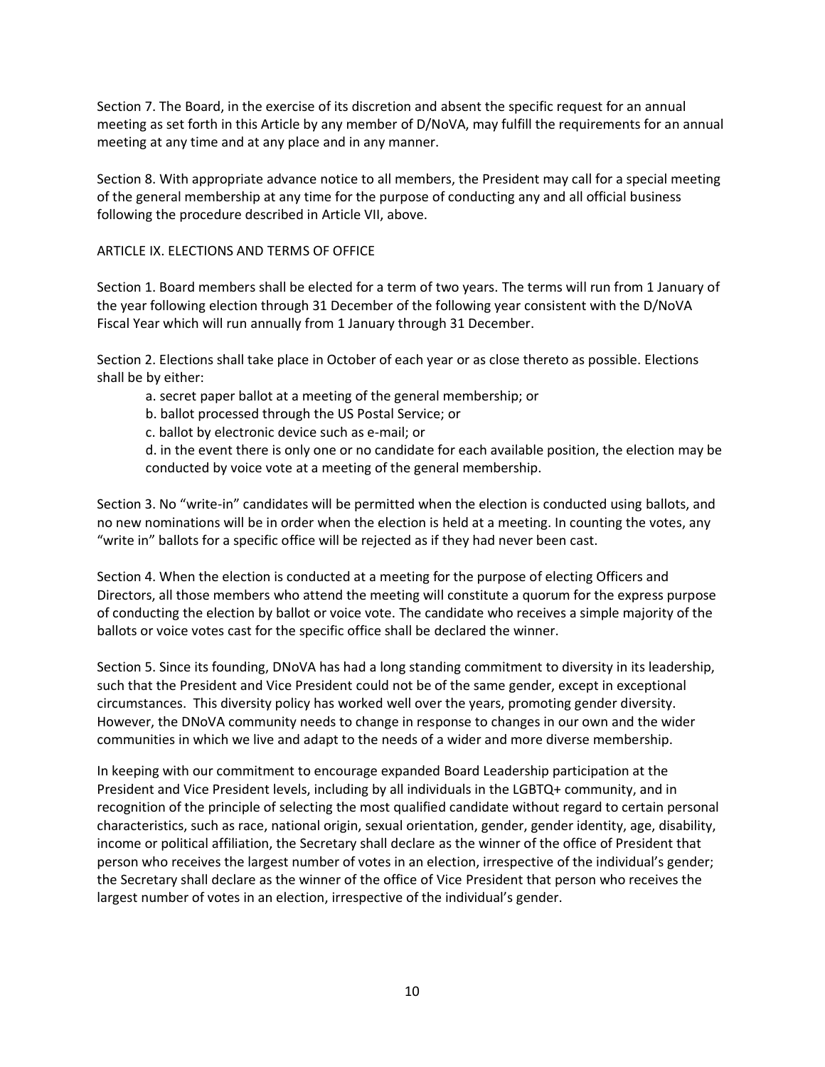Section 7. The Board, in the exercise of its discretion and absent the specific request for an annual meeting as set forth in this Article by any member of D/NoVA, may fulfill the requirements for an annual meeting at any time and at any place and in any manner.

Section 8. With appropriate advance notice to all members, the President may call for a special meeting of the general membership at any time for the purpose of conducting any and all official business following the procedure described in Article VII, above.

## ARTICLE IX. ELECTIONS AND TERMS OF OFFICE

Section 1. Board members shall be elected for a term of two years. The terms will run from 1 January of the year following election through 31 December of the following year consistent with the D/NoVA Fiscal Year which will run annually from 1 January through 31 December.

Section 2. Elections shall take place in October of each year or as close thereto as possible. Elections shall be by either:

a. secret paper ballot at a meeting of the general membership; or

b. ballot processed through the US Postal Service; or

c. ballot by electronic device such as e-mail; or

d. in the event there is only one or no candidate for each available position, the election may be conducted by voice vote at a meeting of the general membership.

Section 3. No "write-in" candidates will be permitted when the election is conducted using ballots, and no new nominations will be in order when the election is held at a meeting. In counting the votes, any "write in" ballots for a specific office will be rejected as if they had never been cast.

Section 4. When the election is conducted at a meeting for the purpose of electing Officers and Directors, all those members who attend the meeting will constitute a quorum for the express purpose of conducting the election by ballot or voice vote. The candidate who receives a simple majority of the ballots or voice votes cast for the specific office shall be declared the winner.

Section 5. Since its founding, DNoVA has had a long standing commitment to diversity in its leadership, such that the President and Vice President could not be of the same gender, except in exceptional circumstances. This diversity policy has worked well over the years, promoting gender diversity. However, the DNoVA community needs to change in response to changes in our own and the wider communities in which we live and adapt to the needs of a wider and more diverse membership.

In keeping with our commitment to encourage expanded Board Leadership participation at the President and Vice President levels, including by all individuals in the LGBTQ+ community, and in recognition of the principle of selecting the most qualified candidate without regard to certain personal characteristics, such as race, national origin, sexual orientation, gender, gender identity, age, disability, income or political affiliation, the Secretary shall declare as the winner of the office of President that person who receives the largest number of votes in an election, irrespective of the individual's gender; the Secretary shall declare as the winner of the office of Vice President that person who receives the largest number of votes in an election, irrespective of the individual's gender.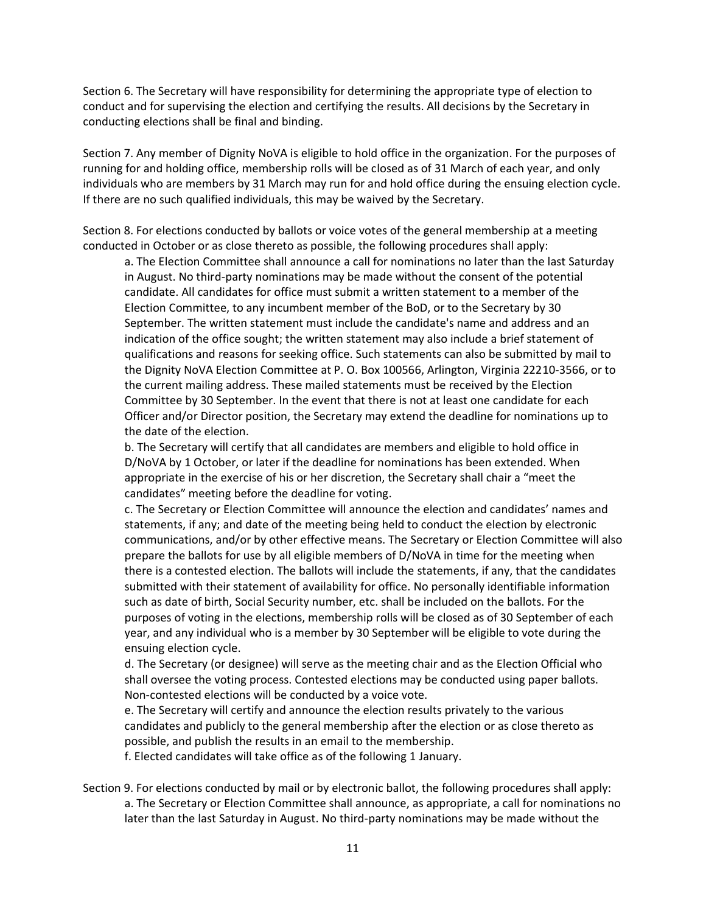Section 6. The Secretary will have responsibility for determining the appropriate type of election to conduct and for supervising the election and certifying the results. All decisions by the Secretary in conducting elections shall be final and binding.

Section 7. Any member of Dignity NoVA is eligible to hold office in the organization. For the purposes of running for and holding office, membership rolls will be closed as of 31 March of each year, and only individuals who are members by 31 March may run for and hold office during the ensuing election cycle. If there are no such qualified individuals, this may be waived by the Secretary.

Section 8. For elections conducted by ballots or voice votes of the general membership at a meeting conducted in October or as close thereto as possible, the following procedures shall apply:

a. The Election Committee shall announce a call for nominations no later than the last Saturday in August. No third-party nominations may be made without the consent of the potential candidate. All candidates for office must submit a written statement to a member of the Election Committee, to any incumbent member of the BoD, or to the Secretary by 30 September. The written statement must include the candidate's name and address and an indication of the office sought; the written statement may also include a brief statement of qualifications and reasons for seeking office. Such statements can also be submitted by mail to the Dignity NoVA Election Committee at P. O. Box 100566, Arlington, Virginia 22210-3566, or to the current mailing address. These mailed statements must be received by the Election Committee by 30 September. In the event that there is not at least one candidate for each Officer and/or Director position, the Secretary may extend the deadline for nominations up to the date of the election.

b. The Secretary will certify that all candidates are members and eligible to hold office in D/NoVA by 1 October, or later if the deadline for nominations has been extended. When appropriate in the exercise of his or her discretion, the Secretary shall chair a "meet the candidates" meeting before the deadline for voting.

c. The Secretary or Election Committee will announce the election and candidates' names and statements, if any; and date of the meeting being held to conduct the election by electronic communications, and/or by other effective means. The Secretary or Election Committee will also prepare the ballots for use by all eligible members of D/NoVA in time for the meeting when there is a contested election. The ballots will include the statements, if any, that the candidates submitted with their statement of availability for office. No personally identifiable information such as date of birth, Social Security number, etc. shall be included on the ballots. For the purposes of voting in the elections, membership rolls will be closed as of 30 September of each year, and any individual who is a member by 30 September will be eligible to vote during the ensuing election cycle.

d. The Secretary (or designee) will serve as the meeting chair and as the Election Official who shall oversee the voting process. Contested elections may be conducted using paper ballots. Non-contested elections will be conducted by a voice vote.

e. The Secretary will certify and announce the election results privately to the various candidates and publicly to the general membership after the election or as close thereto as possible, and publish the results in an email to the membership.

f. Elected candidates will take office as of the following 1 January.

Section 9. For elections conducted by mail or by electronic ballot, the following procedures shall apply:

a. The Secretary or Election Committee shall announce, as appropriate, a call for nominations no later than the last Saturday in August. No third-party nominations may be made without the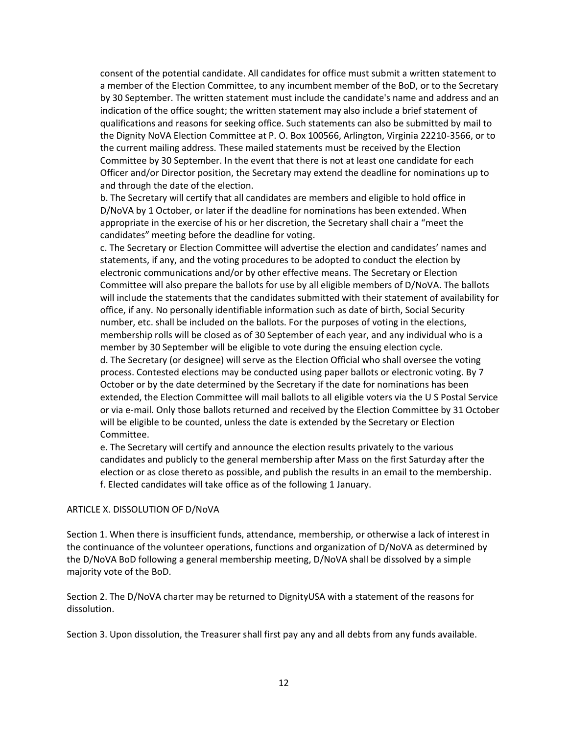consent of the potential candidate. All candidates for office must submit a written statement to a member of the Election Committee, to any incumbent member of the BoD, or to the Secretary by 30 September. The written statement must include the candidate's name and address and an indication of the office sought; the written statement may also include a brief statement of qualifications and reasons for seeking office. Such statements can also be submitted by mail to the Dignity NoVA Election Committee at P. O. Box 100566, Arlington, Virginia 22210-3566, or to the current mailing address. These mailed statements must be received by the Election Committee by 30 September. In the event that there is not at least one candidate for each Officer and/or Director position, the Secretary may extend the deadline for nominations up to and through the date of the election.

b. The Secretary will certify that all candidates are members and eligible to hold office in D/NoVA by 1 October, or later if the deadline for nominations has been extended. When appropriate in the exercise of his or her discretion, the Secretary shall chair a "meet the candidates" meeting before the deadline for voting.

c. The Secretary or Election Committee will advertise the election and candidates' names and statements, if any, and the voting procedures to be adopted to conduct the election by electronic communications and/or by other effective means. The Secretary or Election Committee will also prepare the ballots for use by all eligible members of D/NoVA. The ballots will include the statements that the candidates submitted with their statement of availability for office, if any. No personally identifiable information such as date of birth, Social Security number, etc. shall be included on the ballots. For the purposes of voting in the elections, membership rolls will be closed as of 30 September of each year, and any individual who is a member by 30 September will be eligible to vote during the ensuing election cycle.

d. The Secretary (or designee) will serve as the Election Official who shall oversee the voting process. Contested elections may be conducted using paper ballots or electronic voting. By 7 October or by the date determined by the Secretary if the date for nominations has been extended, the Election Committee will mail ballots to all eligible voters via the U S Postal Service or via e-mail. Only those ballots returned and received by the Election Committee by 31 October will be eligible to be counted, unless the date is extended by the Secretary or Election Committee.

e. The Secretary will certify and announce the election results privately to the various candidates and publicly to the general membership after Mass on the first Saturday after the election or as close thereto as possible, and publish the results in an email to the membership.

f. Elected candidates will take office as of the following 1 January.

## ARTICLE X. DISSOLUTION OF D/NoVA

Section 1. When there is insufficient funds, attendance, membership, or otherwise a lack of interest in the continuance of the volunteer operations, functions and organization of D/NoVA as determined by the D/NoVA BoD following a general membership meeting, D/NoVA shall be dissolved by a simple majority vote of the BoD.

Section 2. The D/NoVA charter may be returned to DignityUSA with a statement of the reasons for dissolution.

Section 3. Upon dissolution, the Treasurer shall first pay any and all debts from any funds available.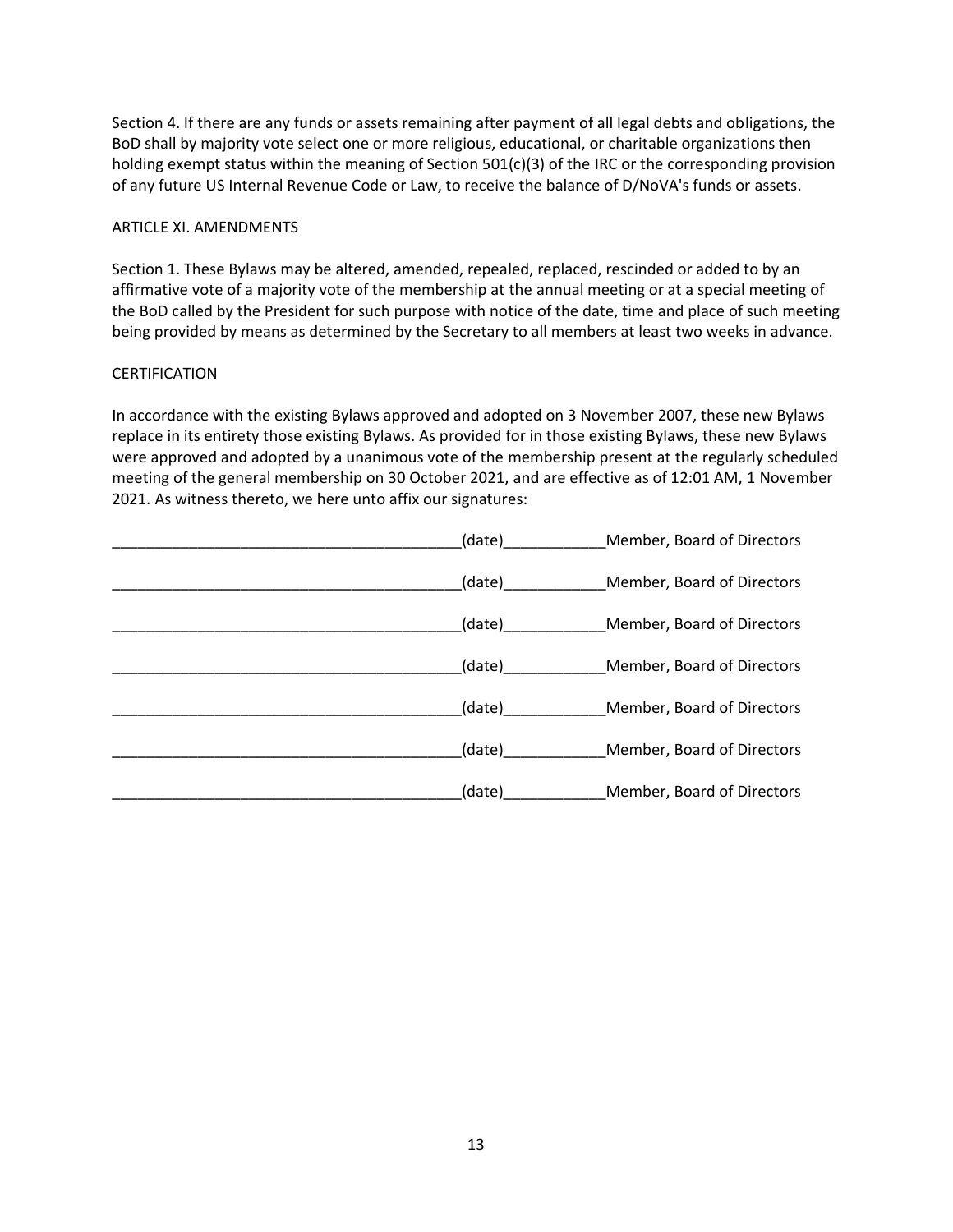Section 4. If there are any funds or assets remaining after payment of all legal debts and obligations, the BoD shall by majority vote select one or more religious, educational, or charitable organizations then holding exempt status within the meaning of Section 501(c)(3) of the IRC or the corresponding provision of any future US Internal Revenue Code or Law, to receive the balance of D/NoVA's funds or assets.

ARTICLE XI. AMENDMENTS

Section 1. These Bylaws may be altered, amended, repealed, replaced, rescinded or added to by an affirmative vote of a majority vote of the membership at the annual meeting or at a special meeting of the BoD called by the President for such purpose with notice of the date, time and place of such meeting being provided by means as determined by the Secretary to all members at least two weeks in advance.

CERTIFICATION

In accordance with the existing Bylaws approved and adopted on 3 November 2007, these new Bylaws replace in its entirety those existing Bylaws. As provided for in those existing Bylaws, these new Bylaws were approved and adopted by a unanimous vote of the membership present at the regularly scheduled meeting of the general membership on 30 October 2021, and are effective as of 12:01 AM, 1 November 2021. As witness thereto, we here unto affix our signatures:

_________________________________________(date)____________Member, Board of Directors

_________________________________________(date)____________Member, Board of Directors

_________________________________________(date)____________Member, Board of Directors

_________________________________________(date)____________Member, Board of Directors

_________________________________________(date)____________Member, Board of Directors

_________________________________________(date)____________Member, Board of Directors

_________________________________________(date)____________Member, Board of Directors